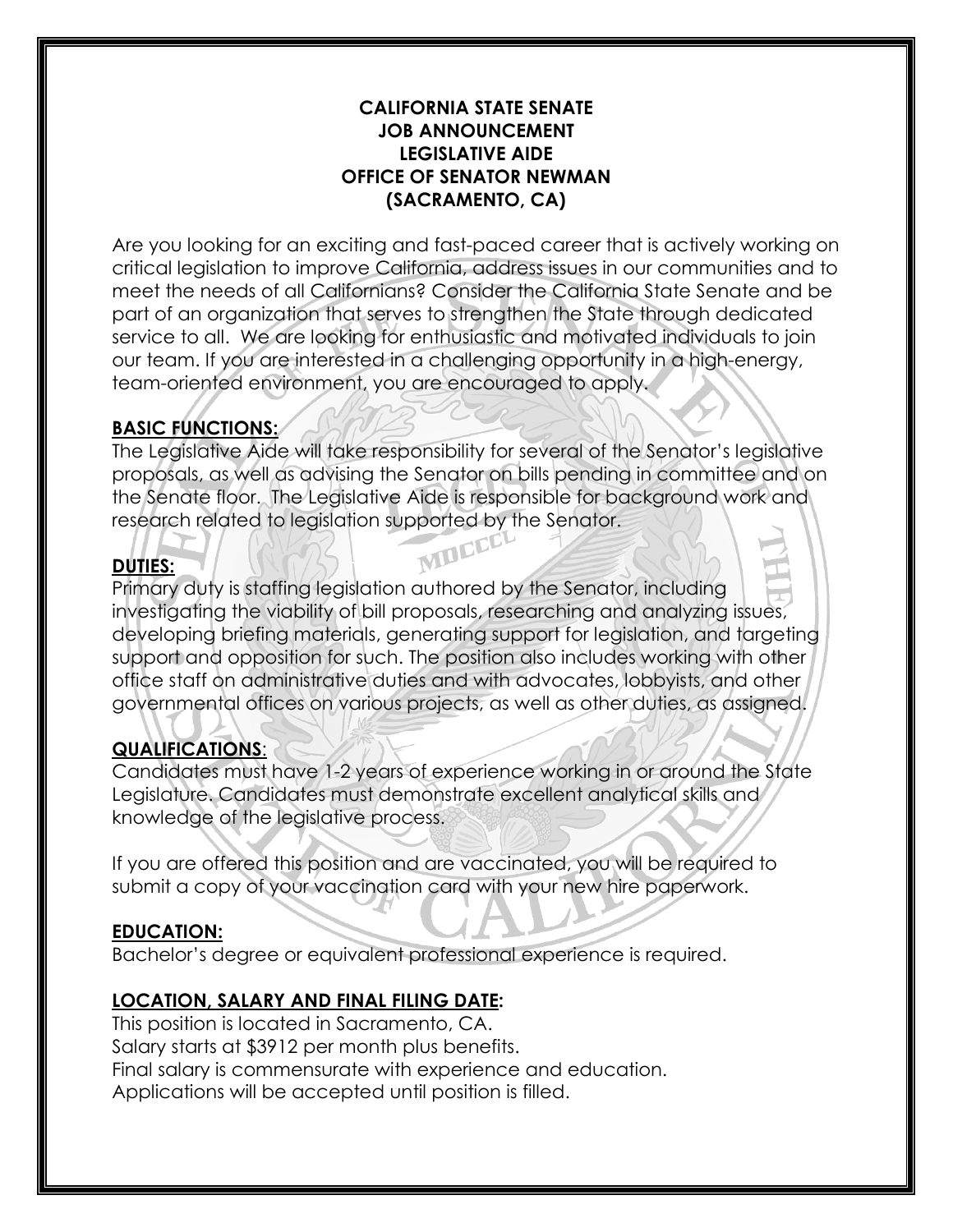# CALIFORNIA STATE SENATE
## JOB ANNOUNCEMENT
## LEGISLATIVE AIDE
## OFFICE OF SENATOR NEWMAN
## (SACRAMENTO, CA)

Are you looking for an exciting and fast-paced career that is actively working on critical legislation to improve California, address issues in our communities and to meet the needs of all Californians? Consider the California State Senate and be part of an organization that serves to strengthen the State through dedicated service to all. We are looking for enthusiastic and motivated individuals to join our team. If you are interested in a challenging opportunity in a high-energy, team-oriented environment, you are encouraged to apply.

### BASIC FUNCTIONS:

The Legislative Aide will take responsibility for several of the Senator's legislative proposals, as well as advising the Senator on bills pending in committee and on the Senate floor. The Legislative Aide is responsible for background work and research related to legislation supported by the Senator.

### DUTIES:

Primary duty is staffing legislation authored by the Senator, including investigating the viability of bill proposals, researching and analyzing issues, developing briefing materials, generating support for legislation, and targeting support and opposition for such. The position also includes working with other office staff on administrative duties and with advocates, lobbyists, and other governmental offices on various projects, as well as other duties, as assigned.

### QUALIFICATIONS:

Candidates must have 1-2 years of experience working in or around the State Legislature. Candidates must demonstrate excellent analytical skills and knowledge of the legislative process.

If you are offered this position and are vaccinated, you will be required to submit a copy of your vaccination card with your new hire paperwork.

### EDUCATION:

Bachelor's degree or equivalent professional experience is required.

### LOCATION, SALARY AND FINAL FILING DATE:

This position is located in Sacramento, CA.
Salary starts at $3912 per month plus benefits.
Final salary is commensurate with experience and education.
Applications will be accepted until position is filled.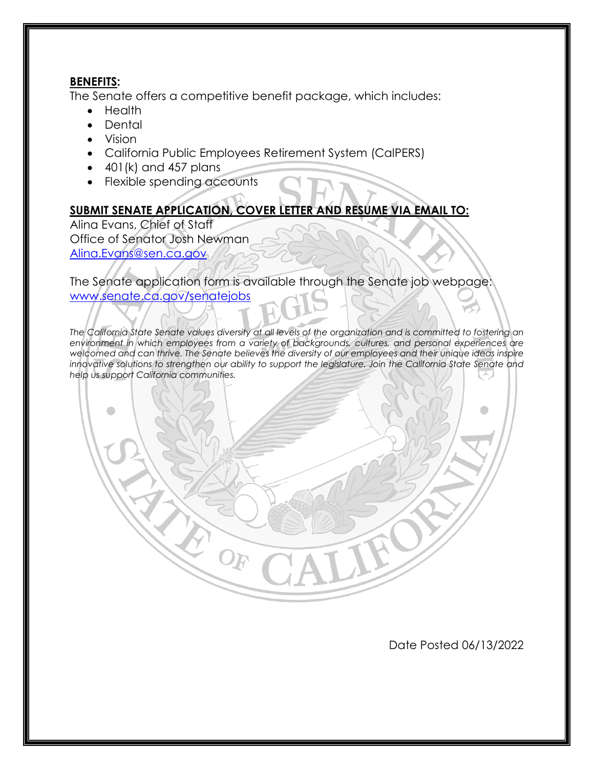**BENEFITS:**

The Senate offers a competitive benefit package, which includes:

- Health
- Dental
- Vision
- California Public Employees Retirement System (CalPERS)
- 401(k) and 457 plans
- Flexible spending accounts

**SUBMIT SENATE APPLICATION, COVER LETTER AND RESUME VIA EMAIL TO:**

Alina Evans, Chief of Staff
Office of Senator Josh Newman
Alina.Evans@sen.ca.gov

The Senate application form is available through the Senate job webpage: www.senate.ca.gov/senatejobs

*The California State Senate values diversity at all levels of the organization and is committed to fostering an environment in which employees from a variety of backgrounds, cultures, and personal experiences are welcomed and can thrive. The Senate believes the diversity of our employees and their unique ideas inspire innovative solutions to strengthen our ability to support the legislature. Join the California State Senate and help us support California communities.*

Date Posted 06/13/2022